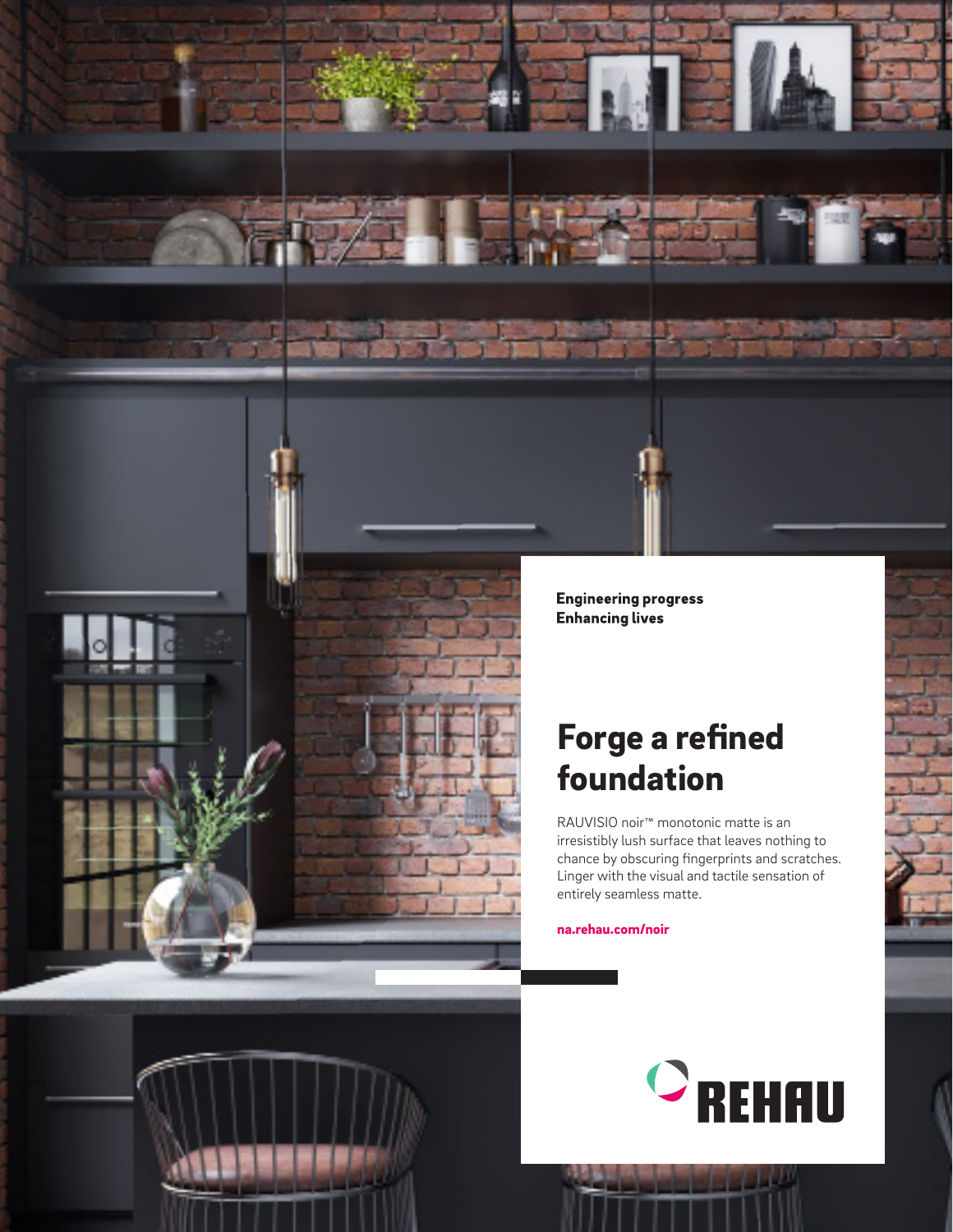**Engineering progress**
**Enhancing lives**

# Forge a refined foundation

RAUVISIO noir™ monotonic matte is an irresistibly lush surface that leaves nothing to chance by obscuring fingerprints and scratches. Linger with the visual and tactile sensation of entirely seamless matte.

**na.rehau.com/noir**

REHAU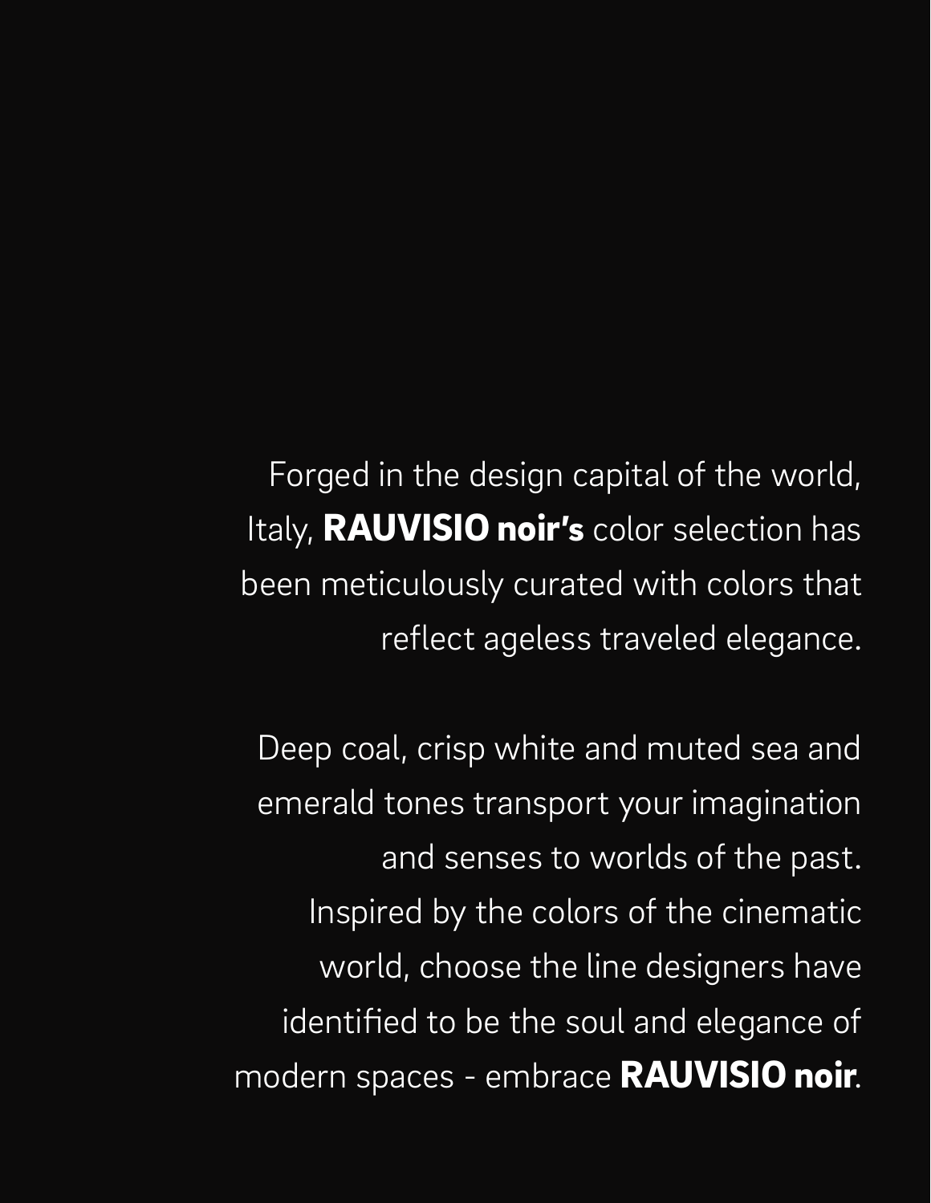Forged in the design capital of the world, Italy, **RAUVISIO noir's** color selection has been meticulously curated with colors that reflect ageless traveled elegance.

Deep coal, crisp white and muted sea and emerald tones transport your imagination and senses to worlds of the past. Inspired by the colors of the cinematic world, choose the line designers have identified to be the soul and elegance of modern spaces - embrace **RAUVISIO noir**.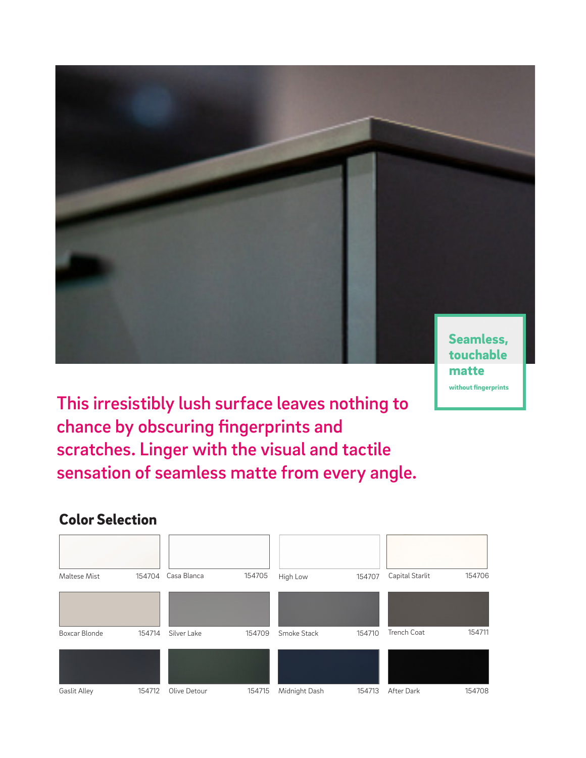**Seamless, touchable matte**

without fingerprints

This irresistibly lush surface leaves nothing to chance by obscuring fingerprints and scratches. Linger with the visual and tactile sensation of seamless matte from every angle.

## Color Selection

| Color | Number |
|---|---|
| Maltese Mist | 154704 |
| Casa Blanca | 154705 |
| High Low | 154707 |
| Capital Starlit | 154706 |
| Boxcar Blonde | 154714 |
| Silver Lake | 154709 |
| Smoke Stack | 154710 |
| Trench Coat | 154711 |
| Gaslit Alley | 154712 |
| Olive Detour | 154715 |
| Midnight Dash | 154713 |
| After Dark | 154708 |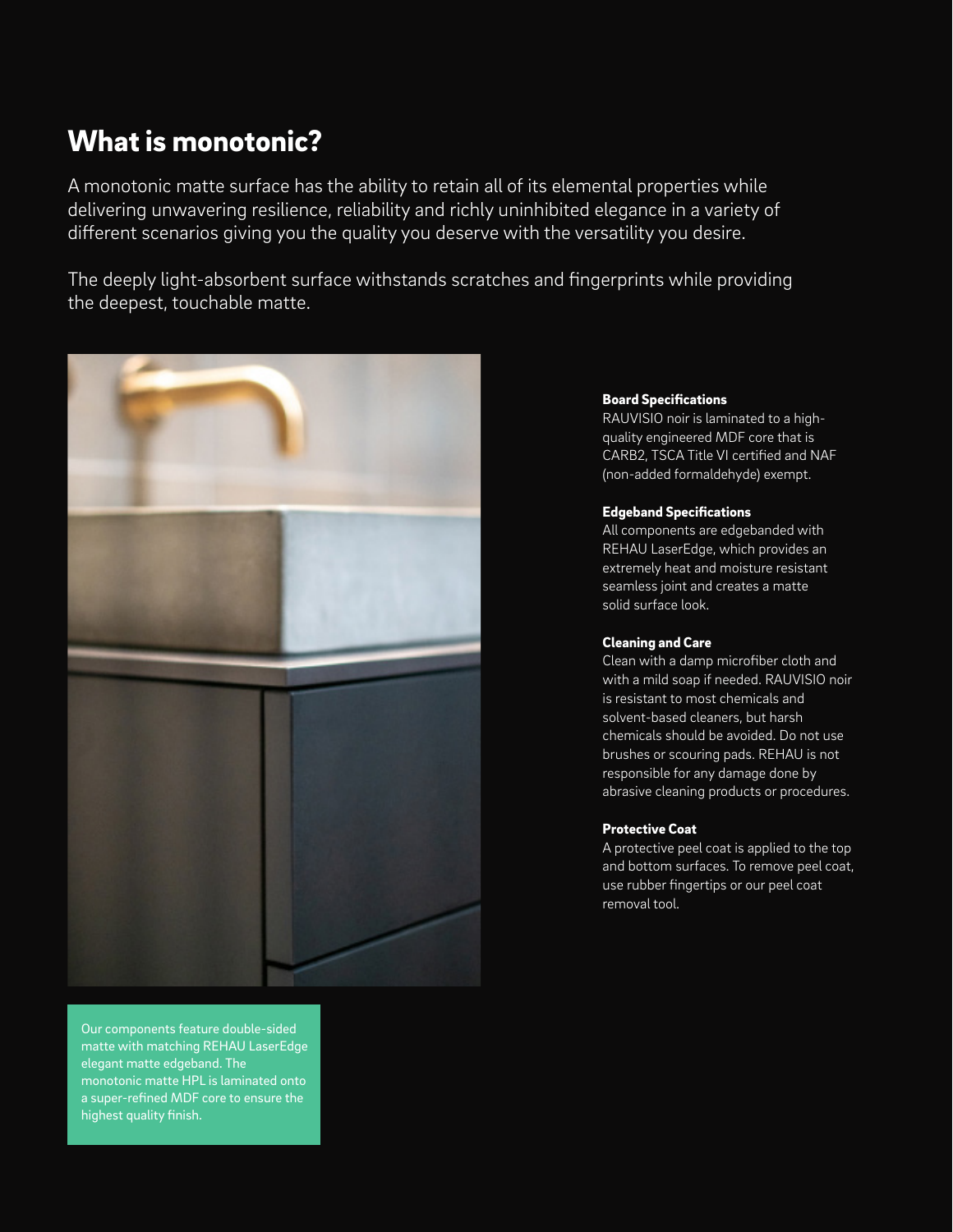# What is monotonic?

A monotonic matte surface has the ability to retain all of its elemental properties while delivering unwavering resilience, reliability and richly uninhibited elegance in a variety of different scenarios giving you the quality you deserve with the versatility you desire.

The deeply light-absorbent surface withstands scratches and fingerprints while providing the deepest, touchable matte.

**Board Specifications**
RAUVISIO noir is laminated to a high-quality engineered MDF core that is CARB2, TSCA Title VI certified and NAF (non-added formaldehyde) exempt.

**Edgeband Specifications**
All components are edgebanded with REHAU LaserEdge, which provides an extremely heat and moisture resistant seamless joint and creates a matte solid surface look.

**Cleaning and Care**
Clean with a damp microfiber cloth and with a mild soap if needed. RAUVISIO noir is resistant to most chemicals and solvent-based cleaners, but harsh chemicals should be avoided. Do not use brushes or scouring pads. REHAU is not responsible for any damage done by abrasive cleaning products or procedures.

**Protective Coat**
A protective peel coat is applied to the top and bottom surfaces. To remove peel coat, use rubber fingertips or our peel coat removal tool.

Our components feature double-sided matte with matching REHAU LaserEdge elegant matte edgeband. The monotonic matte HPL is laminated onto a super-refined MDF core to ensure the highest quality finish.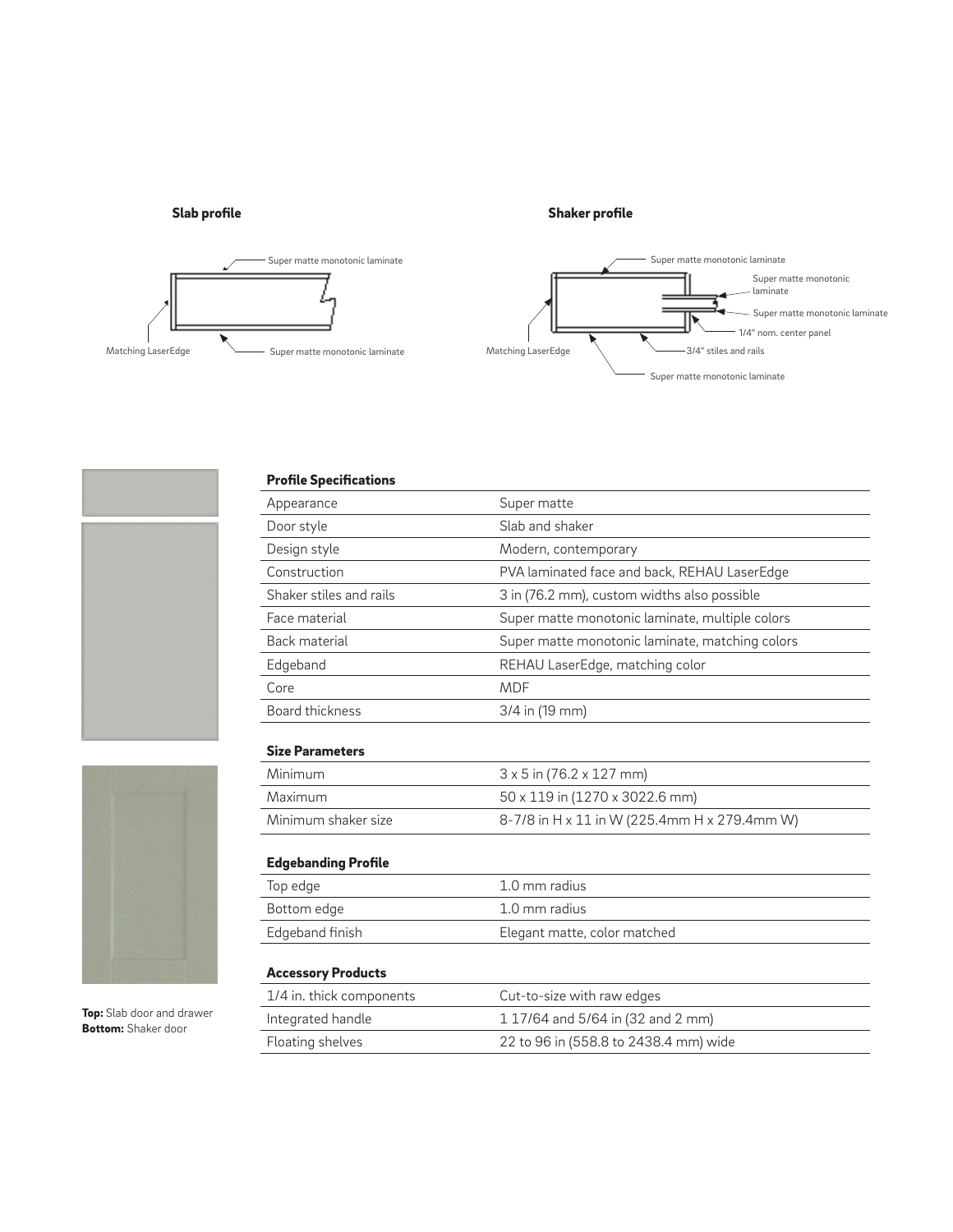**Slab profile**

Super matte monotonic laminate

Matching LaserEdge

Super matte monotonic laminate

**Shaker profile**

Super matte monotonic laminate

Super matte monotonic laminate

Super matte monotonic laminate

1/4" nom. center panel

Matching LaserEdge

3/4" stiles and rails

Super matte monotonic laminate

**Top:** Slab door and drawer
**Bottom:** Shaker door

**Profile Specifications**

| | |
|---|---|
| Appearance | Super matte |
| Door style | Slab and shaker |
| Design style | Modern, contemporary |
| Construction | PVA laminated face and back, REHAU LaserEdge |
| Shaker stiles and rails | 3 in (76.2 mm), custom widths also possible |
| Face material | Super matte monotonic laminate, multiple colors |
| Back material | Super matte monotonic laminate, matching colors |
| Edgeband | REHAU LaserEdge, matching color |
| Core | MDF |
| Board thickness | 3/4 in (19 mm) |

**Size Parameters**

| | |
|---|---|
| Minimum | 3 x 5 in (76.2 x 127 mm) |
| Maximum | 50 x 119 in (1270 x 3022.6 mm) |
| Minimum shaker size | 8-7/8 in H x 11 in W (225.4mm H x 279.4mm W) |

**Edgebanding Profile**

| | |
|---|---|
| Top edge | 1.0 mm radius |
| Bottom edge | 1.0 mm radius |
| Edgeband finish | Elegant matte, color matched |

**Accessory Products**

| | |
|---|---|
| 1/4 in. thick components | Cut-to-size with raw edges |
| Integrated handle | 1 17/64 and 5/64 in (32 and 2 mm) |
| Floating shelves | 22 to 96 in (558.8 to 2438.4 mm) wide |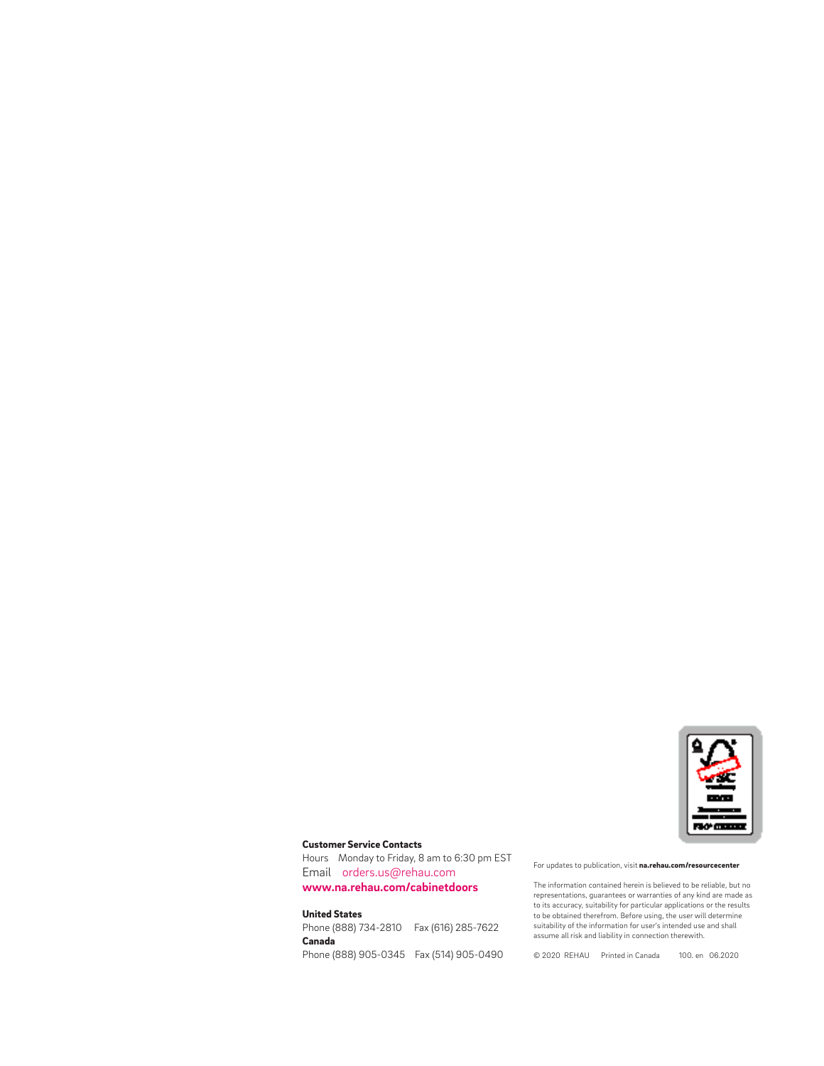**Customer Service Contacts**

Hours Monday to Friday, 8 am to 6:30 pm EST

Email orders.us@rehau.com

**www.na.rehau.com/cabinetdoors**

**United States**

Phone (888) 734-2810 Fax (616) 285-7622

**Canada**

Phone (888) 905-0345 Fax (514) 905-0490

For updates to publication, visit **na.rehau.com/resourcecenter**

The information contained herein is believed to be reliable, but no representations, guarantees or warranties of any kind are made as to its accuracy, suitability for particular applications or the results to be obtained therefrom. Before using, the user will determine suitability of the information for user's intended use and shall assume all risk and liability in connection therewith.

© 2020 REHAU Printed in Canada 100. en 06.2020